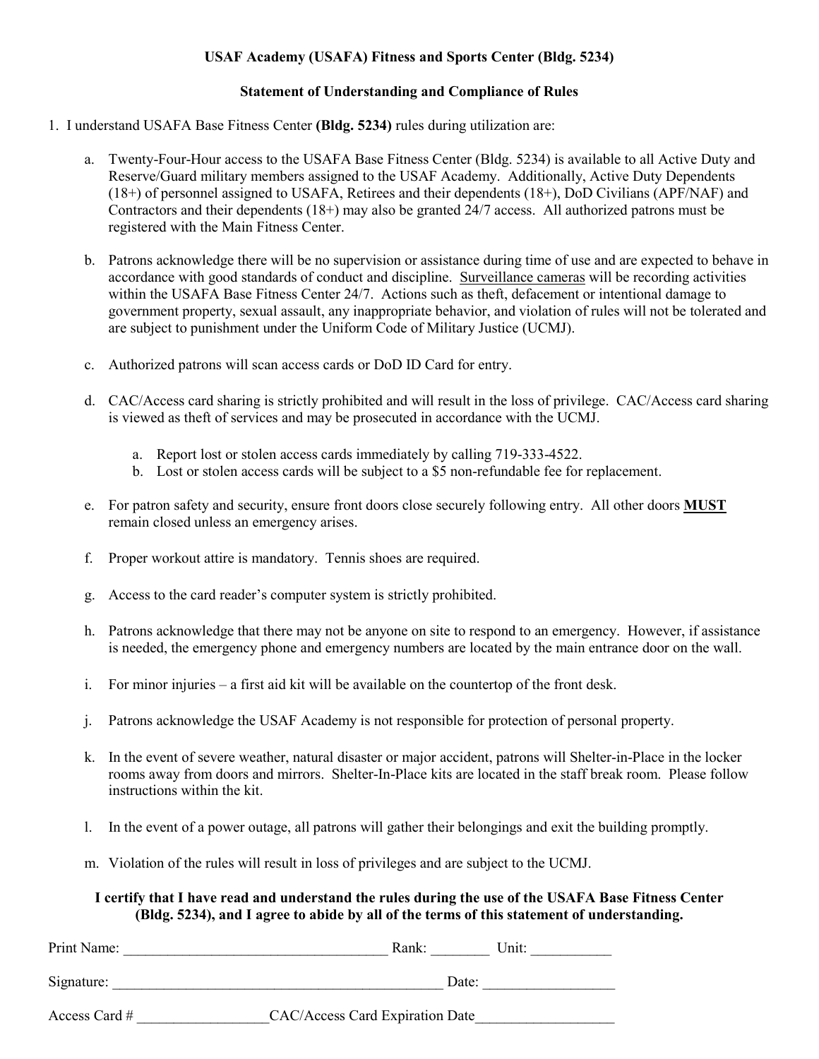**USAF Academy (USAFA) Fitness and Sports Center (Bldg. 5234)**

**Statement of Understanding and Compliance of Rules**

1. I understand USAFA Base Fitness Center **(Bldg. 5234)** rules during utilization are:

   a. Twenty-Four-Hour access to the USAFA Base Fitness Center (Bldg. 5234) is available to all Active Duty and Reserve/Guard military members assigned to the USAF Academy. Additionally, Active Duty Dependents (18+) of personnel assigned to USAFA, Retirees and their dependents (18+), DoD Civilians (APF/NAF) and Contractors and their dependents (18+) may also be granted 24/7 access. All authorized patrons must be registered with the Main Fitness Center.

   b. Patrons acknowledge there will be no supervision or assistance during time of use and are expected to behave in accordance with good standards of conduct and discipline. <u>Surveillance cameras</u> will be recording activities within the USAFA Base Fitness Center 24/7. Actions such as theft, defacement or intentional damage to government property, sexual assault, any inappropriate behavior, and violation of rules will not be tolerated and are subject to punishment under the Uniform Code of Military Justice (UCMJ).

   c. Authorized patrons will scan access cards or DoD ID Card for entry.

   d. CAC/Access card sharing is strictly prohibited and will result in the loss of privilege. CAC/Access card sharing is viewed as theft of services and may be prosecuted in accordance with the UCMJ.

      a. Report lost or stolen access cards immediately by calling 719-333-4522.
      b. Lost or stolen access cards will be subject to a $5 non-refundable fee for replacement.

   e. For patron safety and security, ensure front doors close securely following entry. All other doors <u>**MUST**</u> remain closed unless an emergency arises.

   f. Proper workout attire is mandatory. Tennis shoes are required.

   g. Access to the card reader's computer system is strictly prohibited.

   h. Patrons acknowledge that there may not be anyone on site to respond to an emergency. However, if assistance is needed, the emergency phone and emergency numbers are located by the main entrance door on the wall.

   i. For minor injuries – a first aid kit will be available on the countertop of the front desk.

   j. Patrons acknowledge the USAF Academy is not responsible for protection of personal property.

   k. In the event of severe weather, natural disaster or major accident, patrons will Shelter-in-Place in the locker rooms away from doors and mirrors. Shelter-In-Place kits are located in the staff break room. Please follow instructions within the kit.

   l. In the event of a power outage, all patrons will gather their belongings and exit the building promptly.

   m. Violation of the rules will result in loss of privileges and are subject to the UCMJ.

**I certify that I have read and understand the rules during the use of the USAFA Base Fitness Center (Bldg. 5234), and I agree to abide by all of the terms of this statement of understanding.**

Print Name: ____________________________________ Rank: ________ Unit: ___________

Signature: _____________________________________________ Date: _________________

Access Card # _________________CAC/Access Card Expiration Date__________________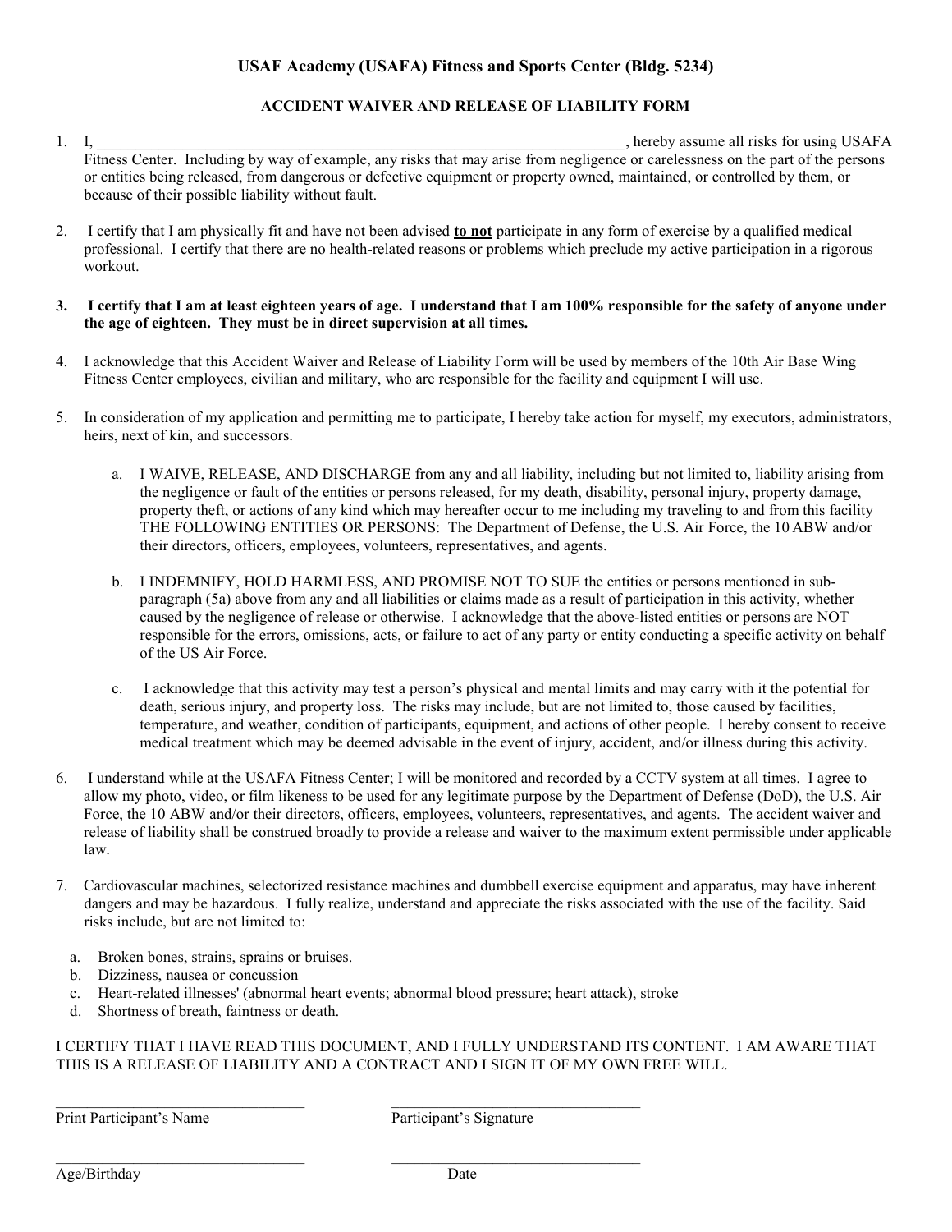# USAF Academy (USAFA) Fitness and Sports Center (Bldg. 5234)

## ACCIDENT WAIVER AND RELEASE OF LIABILITY FORM

1. I, ________________________________________________________________________, hereby assume all risks for using USAFA Fitness Center. Including by way of example, any risks that may arise from negligence or carelessness on the part of the persons or entities being released, from dangerous or defective equipment or property owned, maintained, or controlled by them, or because of their possible liability without fault.

2. I certify that I am physically fit and have not been advised **to not** participate in any form of exercise by a qualified medical professional. I certify that there are no health-related reasons or problems which preclude my active participation in a rigorous workout.

3. **I certify that I am at least eighteen years of age. I understand that I am 100% responsible for the safety of anyone under the age of eighteen. They must be in direct supervision at all times.**

4. I acknowledge that this Accident Waiver and Release of Liability Form will be used by members of the 10th Air Base Wing Fitness Center employees, civilian and military, who are responsible for the facility and equipment I will use.

5. In consideration of my application and permitting me to participate, I hereby take action for myself, my executors, administrators, heirs, next of kin, and successors.

   a. I WAIVE, RELEASE, AND DISCHARGE from any and all liability, including but not limited to, liability arising from the negligence or fault of the entities or persons released, for my death, disability, personal injury, property damage, property theft, or actions of any kind which may hereafter occur to me including my traveling to and from this facility THE FOLLOWING ENTITIES OR PERSONS: The Department of Defense, the U.S. Air Force, the 10 ABW and/or their directors, officers, employees, volunteers, representatives, and agents.

   b. I INDEMNIFY, HOLD HARMLESS, AND PROMISE NOT TO SUE the entities or persons mentioned in sub-paragraph (5a) above from any and all liabilities or claims made as a result of participation in this activity, whether caused by the negligence of release or otherwise. I acknowledge that the above-listed entities or persons are NOT responsible for the errors, omissions, acts, or failure to act of any party or entity conducting a specific activity on behalf of the US Air Force.

   c. I acknowledge that this activity may test a person's physical and mental limits and may carry with it the potential for death, serious injury, and property loss. The risks may include, but are not limited to, those caused by facilities, temperature, and weather, condition of participants, equipment, and actions of other people. I hereby consent to receive medical treatment which may be deemed advisable in the event of injury, accident, and/or illness during this activity.

6. I understand while at the USAFA Fitness Center; I will be monitored and recorded by a CCTV system at all times. I agree to allow my photo, video, or film likeness to be used for any legitimate purpose by the Department of Defense (DoD), the U.S. Air Force, the 10 ABW and/or their directors, officers, employees, volunteers, representatives, and agents. The accident waiver and release of liability shall be construed broadly to provide a release and waiver to the maximum extent permissible under applicable law.

7. Cardiovascular machines, selectorized resistance machines and dumbbell exercise equipment and apparatus, may have inherent dangers and may be hazardous. I fully realize, understand and appreciate the risks associated with the use of the facility. Said risks include, but are not limited to:

   a. Broken bones, strains, sprains or bruises.
   b. Dizziness, nausea or concussion
   c. Heart-related illnesses' (abnormal heart events; abnormal blood pressure; heart attack), stroke
   d. Shortness of breath, faintness or death.

I CERTIFY THAT I HAVE READ THIS DOCUMENT, AND I FULLY UNDERSTAND ITS CONTENT. I AM AWARE THAT THIS IS A RELEASE OF LIABILITY AND A CONTRACT AND I SIGN IT OF MY OWN FREE WILL.

_________________________________ _________________________________
Print Participant's Name Participant's Signature

_________________________________ _________________________________
Age/Birthday Date